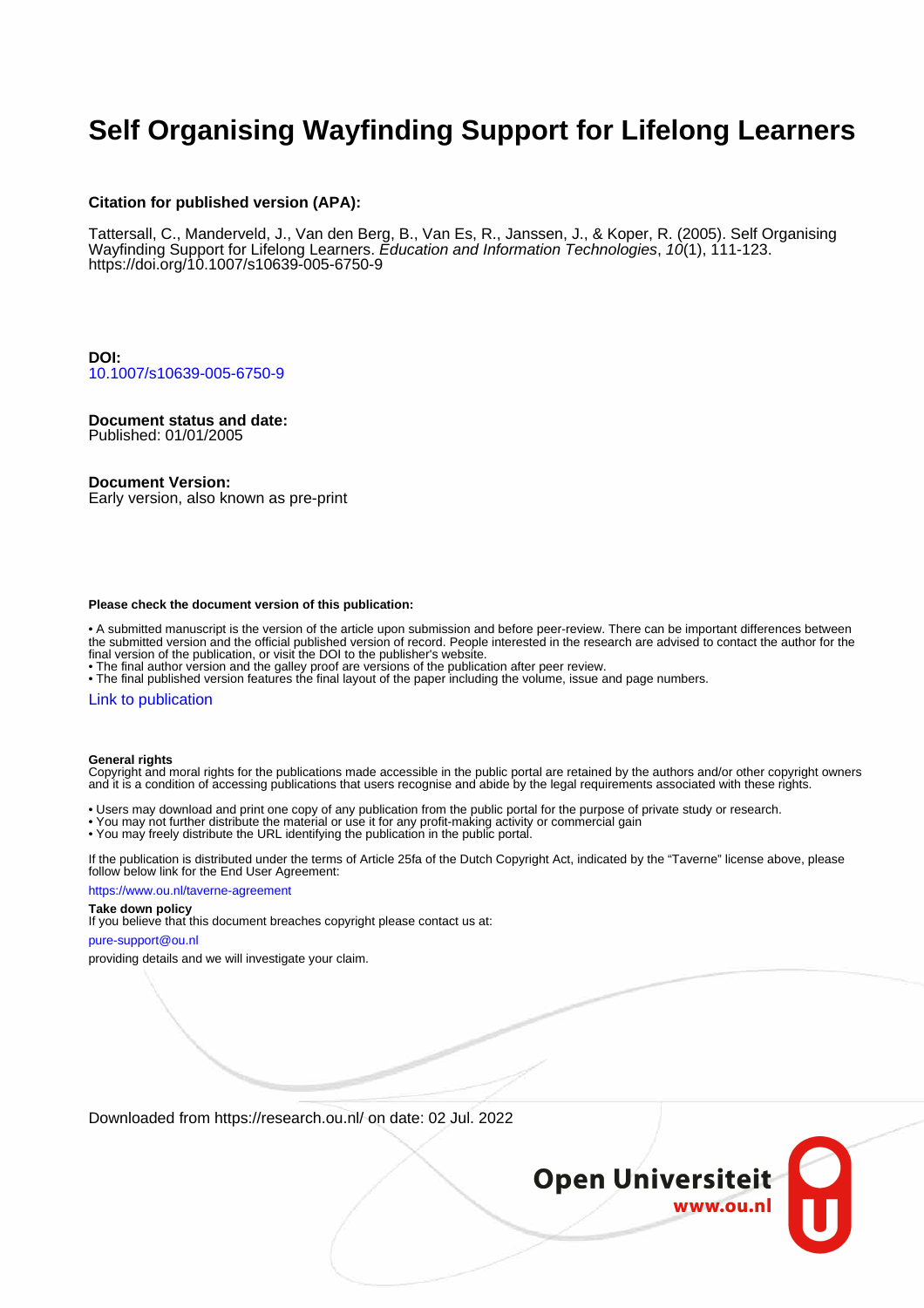# Self Organising Wayfinding Support for Lifelong Learners

**Citation for published version (APA):**

Tattersall, C., Manderveld, J., Van den Berg, B., Van Es, R., Janssen, J., & Koper, R. (2005). Self Organising Wayfinding Support for Lifelong Learners. *Education and Information Technologies*, *10*(1), 111-123. https://doi.org/10.1007/s10639-005-6750-9

**DOI:**
10.1007/s10639-005-6750-9

**Document status and date:**
Published: 01/01/2005

**Document Version:**
Early version, also known as pre-print

**Please check the document version of this publication:**

• A submitted manuscript is the version of the article upon submission and before peer-review. There can be important differences between the submitted version and the official published version of record. People interested in the research are advised to contact the author for the final version of the publication, or visit the DOI to the publisher's website.
• The final author version and the galley proof are versions of the publication after peer review.
• The final published version features the final layout of the paper including the volume, issue and page numbers.

Link to publication

**General rights**
Copyright and moral rights for the publications made accessible in the public portal are retained by the authors and/or other copyright owners and it is a condition of accessing publications that users recognise and abide by the legal requirements associated with these rights.

• Users may download and print one copy of any publication from the public portal for the purpose of private study or research.
• You may not further distribute the material or use it for any profit-making activity or commercial gain
• You may freely distribute the URL identifying the publication in the public portal.

If the publication is distributed under the terms of Article 25fa of the Dutch Copyright Act, indicated by the "Taverne" license above, please follow below link for the End User Agreement:

https://www.ou.nl/taverne-agreement

**Take down policy**
If you believe that this document breaches copyright please contact us at:

pure-support@ou.nl

providing details and we will investigate your claim.

Downloaded from https://research.ou.nl/ on date: 02 Jul. 2022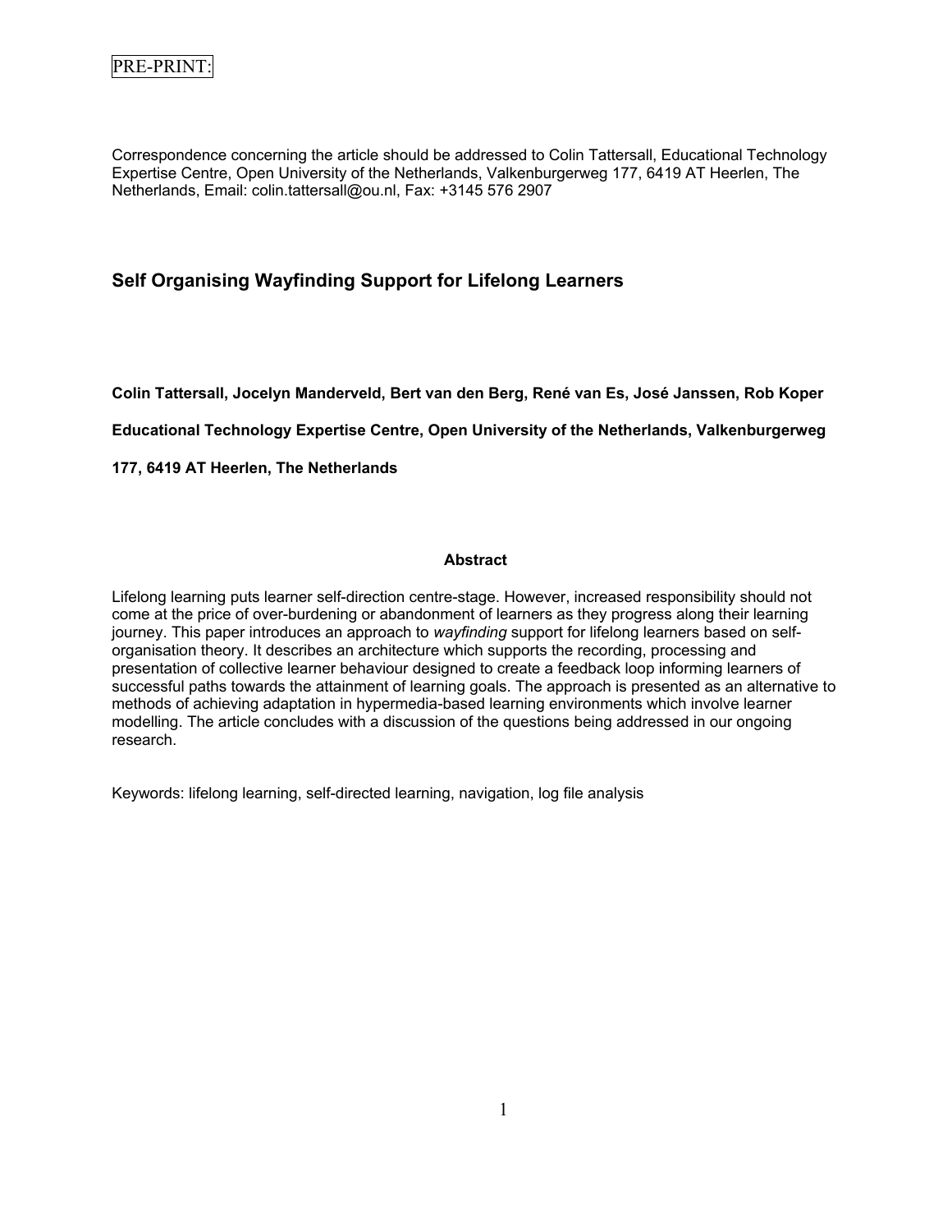PRE-PRINT:

Correspondence concerning the article should be addressed to Colin Tattersall, Educational Technology Expertise Centre, Open University of the Netherlands, Valkenburgerweg 177, 6419 AT Heerlen, The Netherlands, Email: colin.tattersall@ou.nl, Fax: +3145 576 2907

# Self Organising Wayfinding Support for Lifelong Learners

**Colin Tattersall, Jocelyn Manderveld, Bert van den Berg, René van Es, José Janssen, Rob Koper**

**Educational Technology Expertise Centre, Open University of the Netherlands, Valkenburgerweg 177, 6419 AT Heerlen, The Netherlands**

## Abstract

Lifelong learning puts learner self-direction centre-stage. However, increased responsibility should not come at the price of over-burdening or abandonment of learners as they progress along their learning journey. This paper introduces an approach to *wayfinding* support for lifelong learners based on self-organisation theory. It describes an architecture which supports the recording, processing and presentation of collective learner behaviour designed to create a feedback loop informing learners of successful paths towards the attainment of learning goals. The approach is presented as an alternative to methods of achieving adaptation in hypermedia-based learning environments which involve learner modelling. The article concludes with a discussion of the questions being addressed in our ongoing research.

Keywords: lifelong learning, self-directed learning, navigation, log file analysis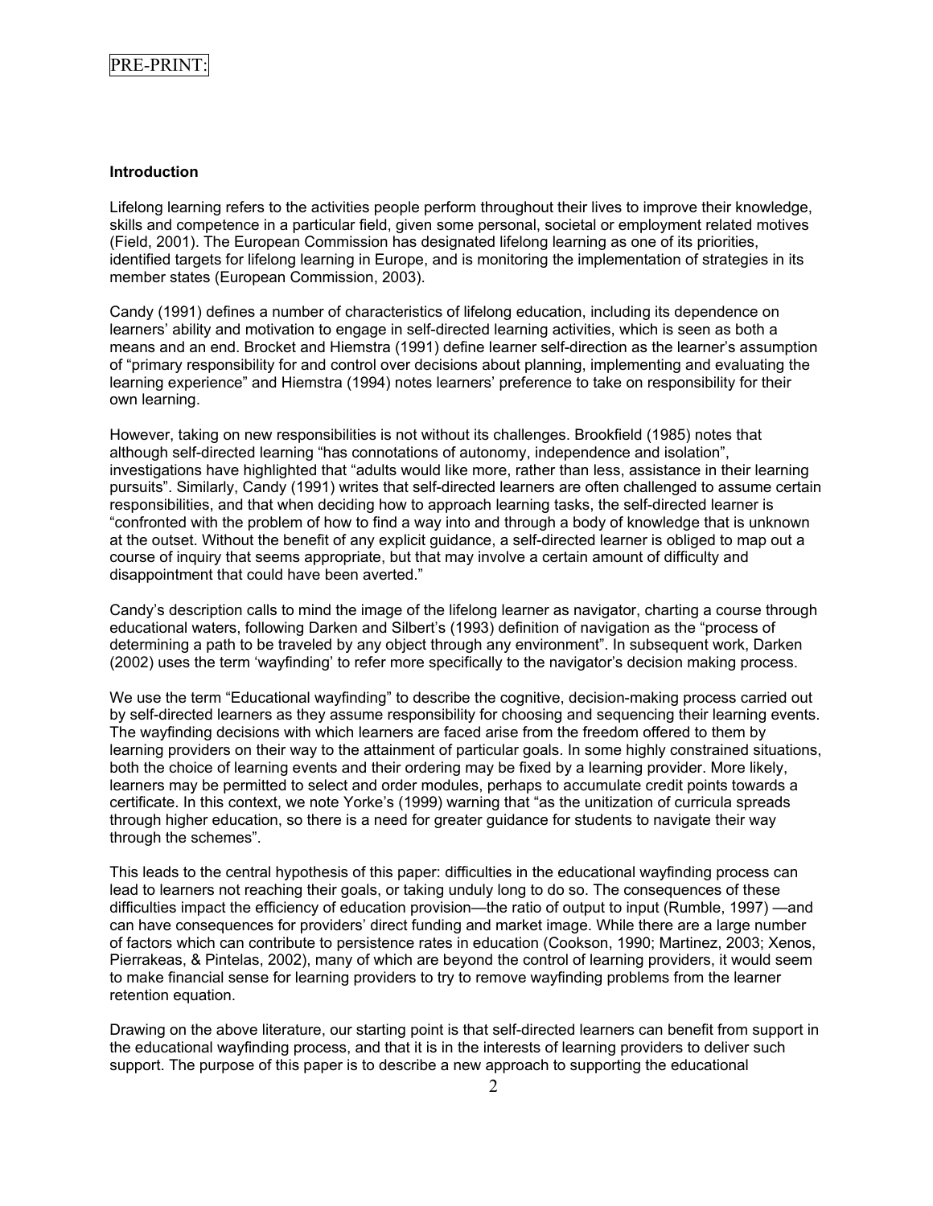### Introduction

Lifelong learning refers to the activities people perform throughout their lives to improve their knowledge, skills and competence in a particular field, given some personal, societal or employment related motives (Field, 2001). The European Commission has designated lifelong learning as one of its priorities, identified targets for lifelong learning in Europe, and is monitoring the implementation of strategies in its member states (European Commission, 2003).

Candy (1991) defines a number of characteristics of lifelong education, including its dependence on learners' ability and motivation to engage in self-directed learning activities, which is seen as both a means and an end. Brocket and Hiemstra (1991) define learner self-direction as the learner's assumption of "primary responsibility for and control over decisions about planning, implementing and evaluating the learning experience" and Hiemstra (1994) notes learners' preference to take on responsibility for their own learning.

However, taking on new responsibilities is not without its challenges. Brookfield (1985) notes that although self-directed learning "has connotations of autonomy, independence and isolation", investigations have highlighted that "adults would like more, rather than less, assistance in their learning pursuits". Similarly, Candy (1991) writes that self-directed learners are often challenged to assume certain responsibilities, and that when deciding how to approach learning tasks, the self-directed learner is "confronted with the problem of how to find a way into and through a body of knowledge that is unknown at the outset. Without the benefit of any explicit guidance, a self-directed learner is obliged to map out a course of inquiry that seems appropriate, but that may involve a certain amount of difficulty and disappointment that could have been averted."

Candy's description calls to mind the image of the lifelong learner as navigator, charting a course through educational waters, following Darken and Silbert's (1993) definition of navigation as the "process of determining a path to be traveled by any object through any environment". In subsequent work, Darken (2002) uses the term 'wayfinding' to refer more specifically to the navigator's decision making process.

We use the term "Educational wayfinding" to describe the cognitive, decision-making process carried out by self-directed learners as they assume responsibility for choosing and sequencing their learning events. The wayfinding decisions with which learners are faced arise from the freedom offered to them by learning providers on their way to the attainment of particular goals. In some highly constrained situations, both the choice of learning events and their ordering may be fixed by a learning provider. More likely, learners may be permitted to select and order modules, perhaps to accumulate credit points towards a certificate. In this context, we note Yorke's (1999) warning that "as the unitization of curricula spreads through higher education, so there is a need for greater guidance for students to navigate their way through the schemes".

This leads to the central hypothesis of this paper: difficulties in the educational wayfinding process can lead to learners not reaching their goals, or taking unduly long to do so. The consequences of these difficulties impact the efficiency of education provision—the ratio of output to input (Rumble, 1997) —and can have consequences for providers' direct funding and market image. While there are a large number of factors which can contribute to persistence rates in education (Cookson, 1990; Martinez, 2003; Xenos, Pierrakeas, & Pintelas, 2002), many of which are beyond the control of learning providers, it would seem to make financial sense for learning providers to try to remove wayfinding problems from the learner retention equation.

Drawing on the above literature, our starting point is that self-directed learners can benefit from support in the educational wayfinding process, and that it is in the interests of learning providers to deliver such support. The purpose of this paper is to describe a new approach to supporting the educational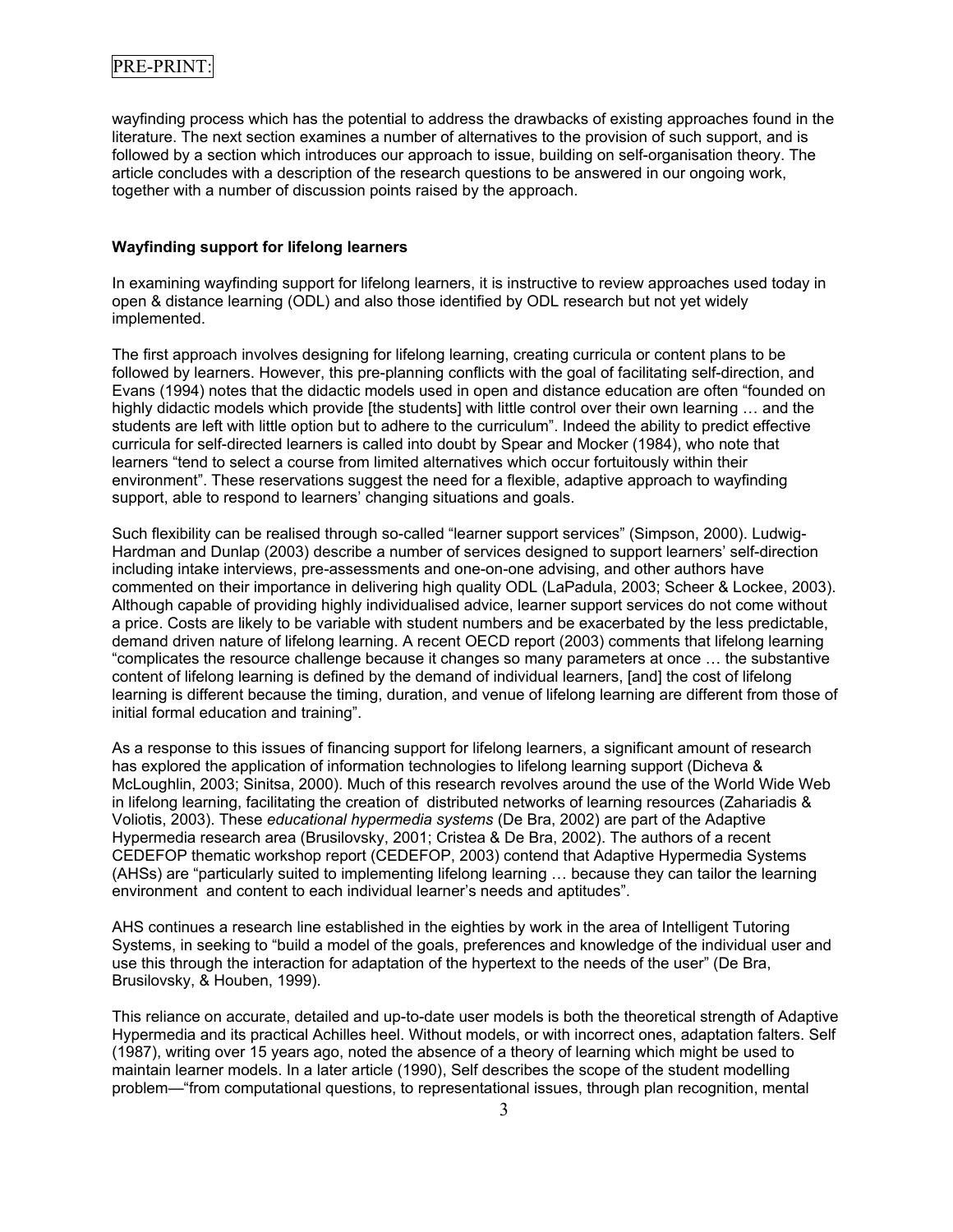wayfinding process which has the potential to address the drawbacks of existing approaches found in the literature. The next section examines a number of alternatives to the provision of such support, and is followed by a section which introduces our approach to issue, building on self-organisation theory. The article concludes with a description of the research questions to be answered in our ongoing work, together with a number of discussion points raised by the approach.

**Wayfinding support for lifelong learners**

In examining wayfinding support for lifelong learners, it is instructive to review approaches used today in open & distance learning (ODL) and also those identified by ODL research but not yet widely implemented.

The first approach involves designing for lifelong learning, creating curricula or content plans to be followed by learners. However, this pre-planning conflicts with the goal of facilitating self-direction, and Evans (1994) notes that the didactic models used in open and distance education are often "founded on highly didactic models which provide [the students] with little control over their own learning … and the students are left with little option but to adhere to the curriculum". Indeed the ability to predict effective curricula for self-directed learners is called into doubt by Spear and Mocker (1984), who note that learners "tend to select a course from limited alternatives which occur fortuitously within their environment". These reservations suggest the need for a flexible, adaptive approach to wayfinding support, able to respond to learners' changing situations and goals.

Such flexibility can be realised through so-called "learner support services" (Simpson, 2000). Ludwig-Hardman and Dunlap (2003) describe a number of services designed to support learners' self-direction including intake interviews, pre-assessments and one-on-one advising, and other authors have commented on their importance in delivering high quality ODL (LaPadula, 2003; Scheer & Lockee, 2003). Although capable of providing highly individualised advice, learner support services do not come without a price. Costs are likely to be variable with student numbers and be exacerbated by the less predictable, demand driven nature of lifelong learning. A recent OECD report (2003) comments that lifelong learning "complicates the resource challenge because it changes so many parameters at once … the substantive content of lifelong learning is defined by the demand of individual learners, [and] the cost of lifelong learning is different because the timing, duration, and venue of lifelong learning are different from those of initial formal education and training".

As a response to this issues of financing support for lifelong learners, a significant amount of research has explored the application of information technologies to lifelong learning support (Dicheva & McLoughlin, 2003; Sinitsa, 2000). Much of this research revolves around the use of the World Wide Web in lifelong learning, facilitating the creation of distributed networks of learning resources (Zahariadis & Voliotis, 2003). These *educational hypermedia systems* (De Bra, 2002) are part of the Adaptive Hypermedia research area (Brusilovsky, 2001; Cristea & De Bra, 2002). The authors of a recent CEDEFOP thematic workshop report (CEDEFOP, 2003) contend that Adaptive Hypermedia Systems (AHSs) are "particularly suited to implementing lifelong learning … because they can tailor the learning environment and content to each individual learner's needs and aptitudes".

AHS continues a research line established in the eighties by work in the area of Intelligent Tutoring Systems, in seeking to "build a model of the goals, preferences and knowledge of the individual user and use this through the interaction for adaptation of the hypertext to the needs of the user" (De Bra, Brusilovsky, & Houben, 1999).

This reliance on accurate, detailed and up-to-date user models is both the theoretical strength of Adaptive Hypermedia and its practical Achilles heel. Without models, or with incorrect ones, adaptation falters. Self (1987), writing over 15 years ago, noted the absence of a theory of learning which might be used to maintain learner models. In a later article (1990), Self describes the scope of the student modelling problem—"from computational questions, to representational issues, through plan recognition, mental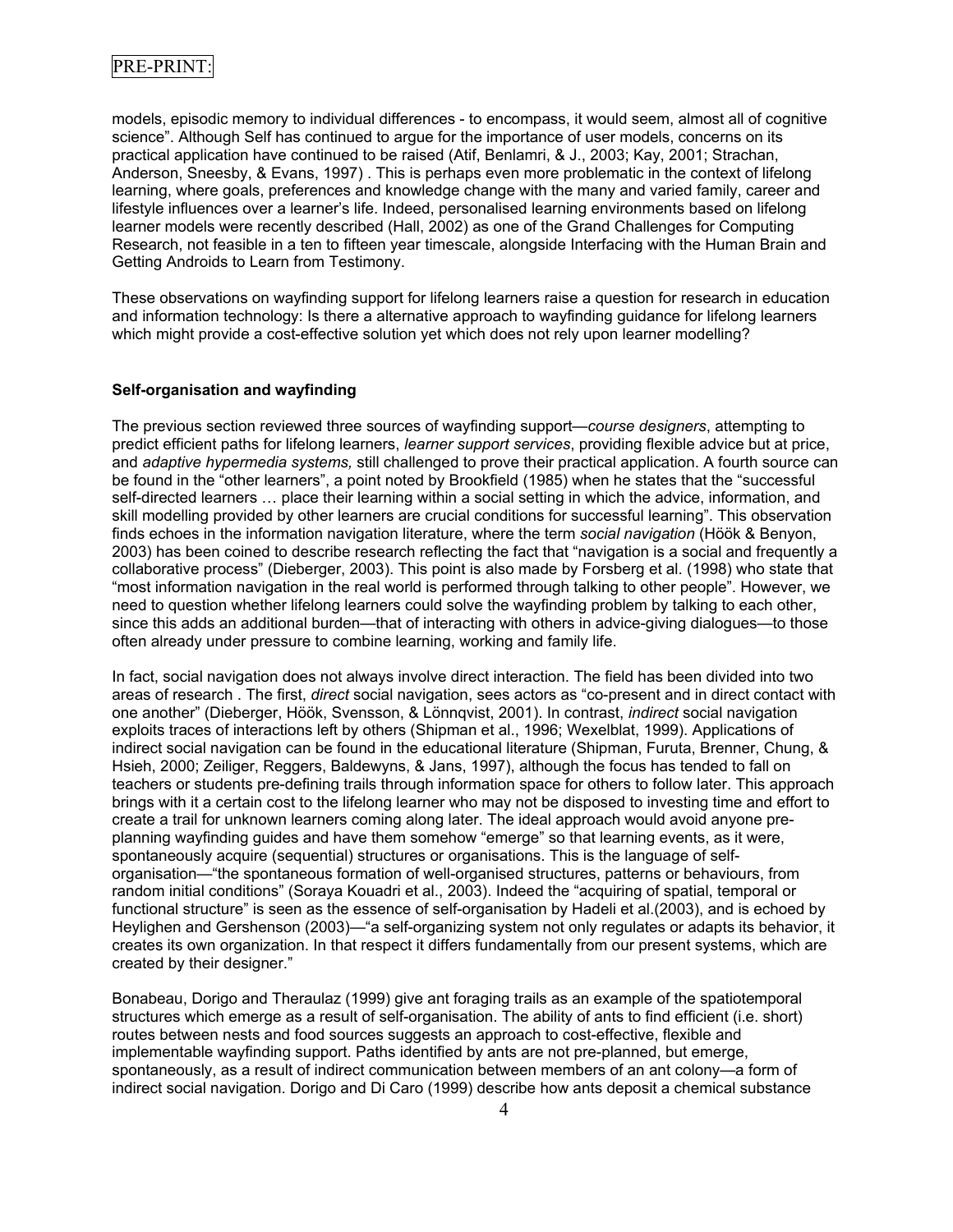models, episodic memory to individual differences - to encompass, it would seem, almost all of cognitive science". Although Self has continued to argue for the importance of user models, concerns on its practical application have continued to be raised (Atif, Benlamri, & J., 2003; Kay, 2001; Strachan, Anderson, Sneesby, & Evans, 1997) . This is perhaps even more problematic in the context of lifelong learning, where goals, preferences and knowledge change with the many and varied family, career and lifestyle influences over a learner's life. Indeed, personalised learning environments based on lifelong learner models were recently described (Hall, 2002) as one of the Grand Challenges for Computing Research, not feasible in a ten to fifteen year timescale, alongside Interfacing with the Human Brain and Getting Androids to Learn from Testimony.

These observations on wayfinding support for lifelong learners raise a question for research in education and information technology: Is there a alternative approach to wayfinding guidance for lifelong learners which might provide a cost-effective solution yet which does not rely upon learner modelling?

**Self-organisation and wayfinding**

The previous section reviewed three sources of wayfinding support—*course designers*, attempting to predict efficient paths for lifelong learners, *learner support services*, providing flexible advice but at price, and *adaptive hypermedia systems,* still challenged to prove their practical application. A fourth source can be found in the "other learners", a point noted by Brookfield (1985) when he states that the "successful self-directed learners … place their learning within a social setting in which the advice, information, and skill modelling provided by other learners are crucial conditions for successful learning". This observation finds echoes in the information navigation literature, where the term *social navigation* (Höök & Benyon, 2003) has been coined to describe research reflecting the fact that "navigation is a social and frequently a collaborative process" (Dieberger, 2003). This point is also made by Forsberg et al. (1998) who state that "most information navigation in the real world is performed through talking to other people". However, we need to question whether lifelong learners could solve the wayfinding problem by talking to each other, since this adds an additional burden—that of interacting with others in advice-giving dialogues—to those often already under pressure to combine learning, working and family life.

In fact, social navigation does not always involve direct interaction. The field has been divided into two areas of research . The first, *direct* social navigation, sees actors as "co-present and in direct contact with one another" (Dieberger, Höök, Svensson, & Lönnqvist, 2001). In contrast, *indirect* social navigation exploits traces of interactions left by others (Shipman et al., 1996; Wexelblat, 1999). Applications of indirect social navigation can be found in the educational literature (Shipman, Furuta, Brenner, Chung, & Hsieh, 2000; Zeiliger, Reggers, Baldewyns, & Jans, 1997), although the focus has tended to fall on teachers or students pre-defining trails through information space for others to follow later. This approach brings with it a certain cost to the lifelong learner who may not be disposed to investing time and effort to create a trail for unknown learners coming along later. The ideal approach would avoid anyone pre-planning wayfinding guides and have them somehow "emerge" so that learning events, as it were, spontaneously acquire (sequential) structures or organisations. This is the language of self-organisation—"the spontaneous formation of well-organised structures, patterns or behaviours, from random initial conditions" (Soraya Kouadri et al., 2003). Indeed the "acquiring of spatial, temporal or functional structure" is seen as the essence of self-organisation by Hadeli et al.(2003), and is echoed by Heylighen and Gershenson (2003)—"a self-organizing system not only regulates or adapts its behavior, it creates its own organization. In that respect it differs fundamentally from our present systems, which are created by their designer."

Bonabeau, Dorigo and Theraulaz (1999) give ant foraging trails as an example of the spatiotemporal structures which emerge as a result of self-organisation. The ability of ants to find efficient (i.e. short) routes between nests and food sources suggests an approach to cost-effective, flexible and implementable wayfinding support. Paths identified by ants are not pre-planned, but emerge, spontaneously, as a result of indirect communication between members of an ant colony—a form of indirect social navigation. Dorigo and Di Caro (1999) describe how ants deposit a chemical substance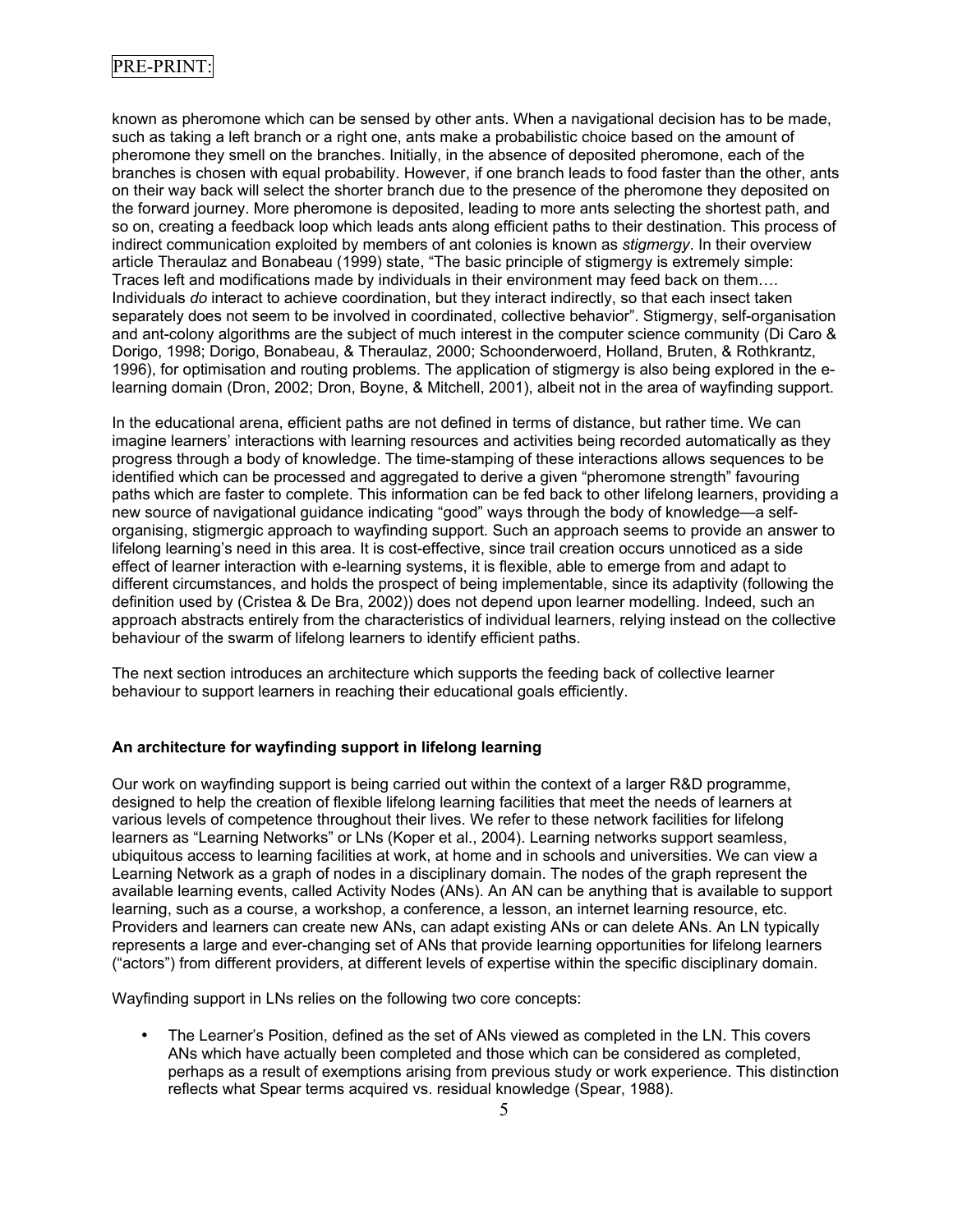known as pheromone which can be sensed by other ants. When a navigational decision has to be made, such as taking a left branch or a right one, ants make a probabilistic choice based on the amount of pheromone they smell on the branches. Initially, in the absence of deposited pheromone, each of the branches is chosen with equal probability. However, if one branch leads to food faster than the other, ants on their way back will select the shorter branch due to the presence of the pheromone they deposited on the forward journey. More pheromone is deposited, leading to more ants selecting the shortest path, and so on, creating a feedback loop which leads ants along efficient paths to their destination. This process of indirect communication exploited by members of ant colonies is known as *stigmergy*. In their overview article Theraulaz and Bonabeau (1999) state, "The basic principle of stigmergy is extremely simple: Traces left and modifications made by individuals in their environment may feed back on them…. Individuals *do* interact to achieve coordination, but they interact indirectly, so that each insect taken separately does not seem to be involved in coordinated, collective behavior". Stigmergy, self-organisation and ant-colony algorithms are the subject of much interest in the computer science community (Di Caro & Dorigo, 1998; Dorigo, Bonabeau, & Theraulaz, 2000; Schoonderwoerd, Holland, Bruten, & Rothkrantz, 1996), for optimisation and routing problems. The application of stigmergy is also being explored in the e-learning domain (Dron, 2002; Dron, Boyne, & Mitchell, 2001), albeit not in the area of wayfinding support.

In the educational arena, efficient paths are not defined in terms of distance, but rather time. We can imagine learners' interactions with learning resources and activities being recorded automatically as they progress through a body of knowledge. The time-stamping of these interactions allows sequences to be identified which can be processed and aggregated to derive a given "pheromone strength" favouring paths which are faster to complete. This information can be fed back to other lifelong learners, providing a new source of navigational guidance indicating "good" ways through the body of knowledge—a self-organising, stigmergic approach to wayfinding support. Such an approach seems to provide an answer to lifelong learning's need in this area. It is cost-effective, since trail creation occurs unnoticed as a side effect of learner interaction with e-learning systems, it is flexible, able to emerge from and adapt to different circumstances, and holds the prospect of being implementable, since its adaptivity (following the definition used by (Cristea & De Bra, 2002)) does not depend upon learner modelling. Indeed, such an approach abstracts entirely from the characteristics of individual learners, relying instead on the collective behaviour of the swarm of lifelong learners to identify efficient paths.

The next section introduces an architecture which supports the feeding back of collective learner behaviour to support learners in reaching their educational goals efficiently.

## An architecture for wayfinding support in lifelong learning

Our work on wayfinding support is being carried out within the context of a larger R&D programme, designed to help the creation of flexible lifelong learning facilities that meet the needs of learners at various levels of competence throughout their lives. We refer to these network facilities for lifelong learners as "Learning Networks" or LNs (Koper et al., 2004). Learning networks support seamless, ubiquitous access to learning facilities at work, at home and in schools and universities. We can view a Learning Network as a graph of nodes in a disciplinary domain. The nodes of the graph represent the available learning events, called Activity Nodes (ANs). An AN can be anything that is available to support learning, such as a course, a workshop, a conference, a lesson, an internet learning resource, etc. Providers and learners can create new ANs, can adapt existing ANs or can delete ANs. An LN typically represents a large and ever-changing set of ANs that provide learning opportunities for lifelong learners ("actors") from different providers, at different levels of expertise within the specific disciplinary domain.

Wayfinding support in LNs relies on the following two core concepts:

- The Learner's Position, defined as the set of ANs viewed as completed in the LN. This covers ANs which have actually been completed and those which can be considered as completed, perhaps as a result of exemptions arising from previous study or work experience. This distinction reflects what Spear terms acquired vs. residual knowledge (Spear, 1988).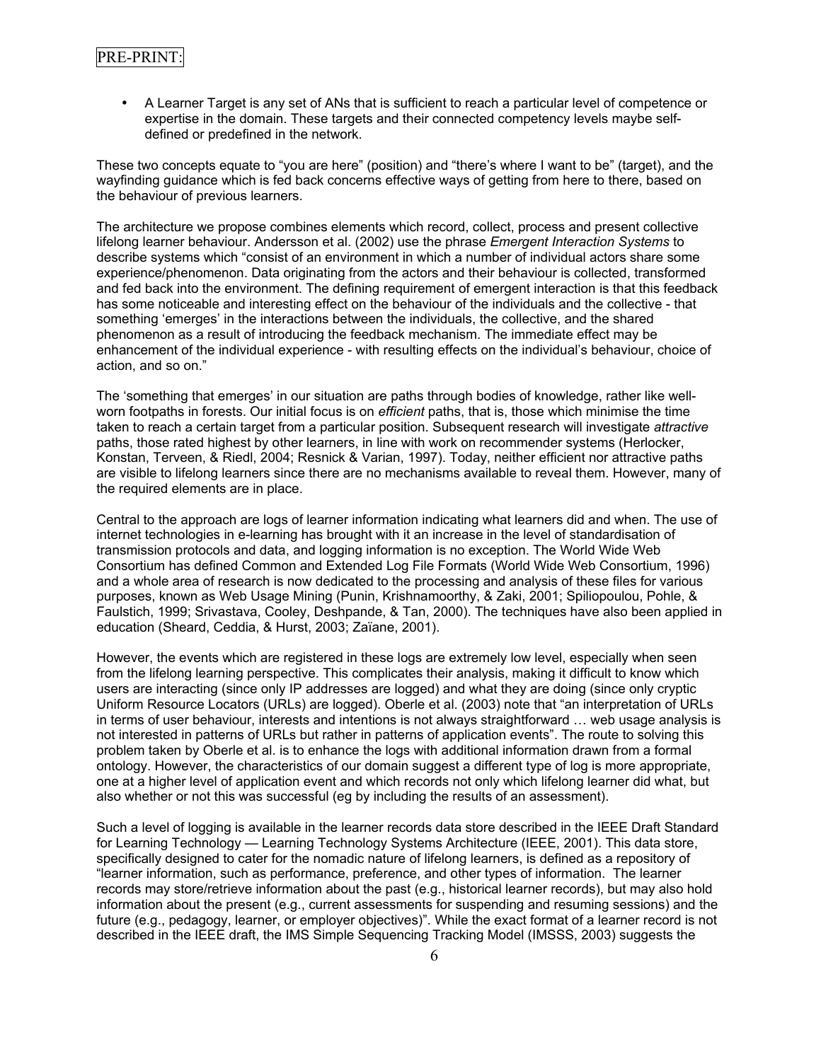- A Learner Target is any set of ANs that is sufficient to reach a particular level of competence or expertise in the domain. These targets and their connected competency levels maybe self-defined or predefined in the network.

These two concepts equate to "you are here" (position) and "there's where I want to be" (target), and the wayfinding guidance which is fed back concerns effective ways of getting from here to there, based on the behaviour of previous learners.

The architecture we propose combines elements which record, collect, process and present collective lifelong learner behaviour. Andersson et al. (2002) use the phrase *Emergent Interaction Systems* to describe systems which "consist of an environment in which a number of individual actors share some experience/phenomenon. Data originating from the actors and their behaviour is collected, transformed and fed back into the environment. The defining requirement of emergent interaction is that this feedback has some noticeable and interesting effect on the behaviour of the individuals and the collective - that something 'emerges' in the interactions between the individuals, the collective, and the shared phenomenon as a result of introducing the feedback mechanism. The immediate effect may be enhancement of the individual experience - with resulting effects on the individual's behaviour, choice of action, and so on."

The 'something that emerges' in our situation are paths through bodies of knowledge, rather like well-worn footpaths in forests. Our initial focus is on *efficient* paths, that is, those which minimise the time taken to reach a certain target from a particular position. Subsequent research will investigate *attractive* paths, those rated highest by other learners, in line with work on recommender systems (Herlocker, Konstan, Terveen, & Riedl, 2004; Resnick & Varian, 1997). Today, neither efficient nor attractive paths are visible to lifelong learners since there are no mechanisms available to reveal them. However, many of the required elements are in place.

Central to the approach are logs of learner information indicating what learners did and when. The use of internet technologies in e-learning has brought with it an increase in the level of standardisation of transmission protocols and data, and logging information is no exception. The World Wide Web Consortium has defined Common and Extended Log File Formats (World Wide Web Consortium, 1996) and a whole area of research is now dedicated to the processing and analysis of these files for various purposes, known as Web Usage Mining (Punin, Krishnamoorthy, & Zaki, 2001; Spiliopoulou, Pohle, & Faulstich, 1999; Srivastava, Cooley, Deshpande, & Tan, 2000). The techniques have also been applied in education (Sheard, Ceddia, & Hurst, 2003; Zaïane, 2001).

However, the events which are registered in these logs are extremely low level, especially when seen from the lifelong learning perspective. This complicates their analysis, making it difficult to know which users are interacting (since only IP addresses are logged) and what they are doing (since only cryptic Uniform Resource Locators (URLs) are logged). Oberle et al. (2003) note that "an interpretation of URLs in terms of user behaviour, interests and intentions is not always straightforward … web usage analysis is not interested in patterns of URLs but rather in patterns of application events". The route to solving this problem taken by Oberle et al. is to enhance the logs with additional information drawn from a formal ontology. However, the characteristics of our domain suggest a different type of log is more appropriate, one at a higher level of application event and which records not only which lifelong learner did what, but also whether or not this was successful (eg by including the results of an assessment).

Such a level of logging is available in the learner records data store described in the IEEE Draft Standard for Learning Technology — Learning Technology Systems Architecture (IEEE, 2001). This data store, specifically designed to cater for the nomadic nature of lifelong learners, is defined as a repository of "learner information, such as performance, preference, and other types of information. The learner records may store/retrieve information about the past (e.g., historical learner records), but may also hold information about the present (e.g., current assessments for suspending and resuming sessions) and the future (e.g., pedagogy, learner, or employer objectives)". While the exact format of a learner record is not described in the IEEE draft, the IMS Simple Sequencing Tracking Model (IMSSS, 2003) suggests the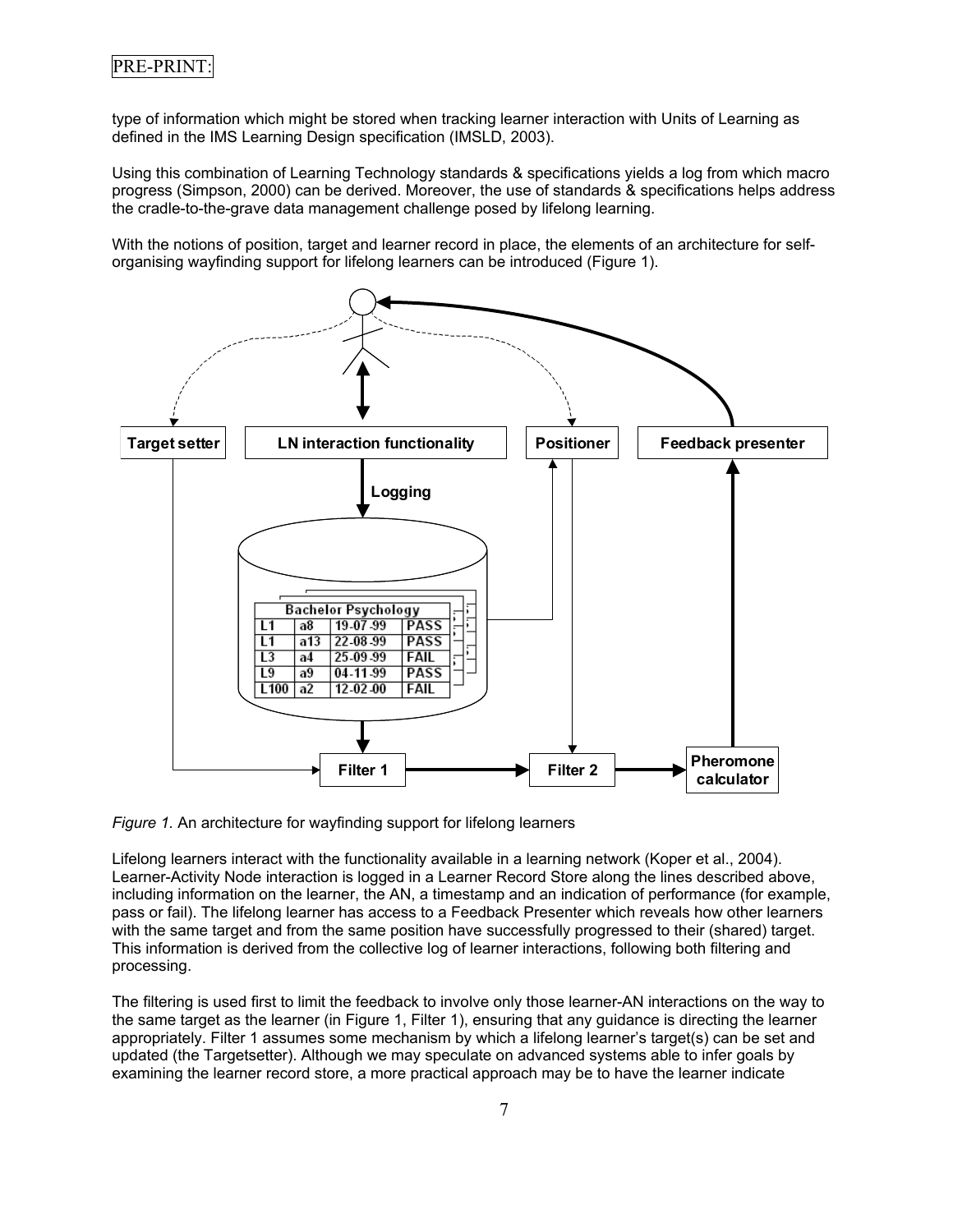type of information which might be stored when tracking learner interaction with Units of Learning as defined in the IMS Learning Design specification (IMSLD, 2003).

Using this combination of Learning Technology standards & specifications yields a log from which macro progress (Simpson, 2000) can be derived. Moreover, the use of standards & specifications helps address the cradle-to-the-grave data management challenge posed by lifelong learning.

With the notions of position, target and learner record in place, the elements of an architecture for self-organising wayfinding support for lifelong learners can be introduced (Figure 1).

*Figure 1.* An architecture for wayfinding support for lifelong learners

Lifelong learners interact with the functionality available in a learning network (Koper et al., 2004). Learner-Activity Node interaction is logged in a Learner Record Store along the lines described above, including information on the learner, the AN, a timestamp and an indication of performance (for example, pass or fail). The lifelong learner has access to a Feedback Presenter which reveals how other learners with the same target and from the same position have successfully progressed to their (shared) target. This information is derived from the collective log of learner interactions, following both filtering and processing.

The filtering is used first to limit the feedback to involve only those learner-AN interactions on the way to the same target as the learner (in Figure 1, Filter 1), ensuring that any guidance is directing the learner appropriately. Filter 1 assumes some mechanism by which a lifelong learner's target(s) can be set and updated (the Targetsetter). Although we may speculate on advanced systems able to infer goals by examining the learner record store, a more practical approach may be to have the learner indicate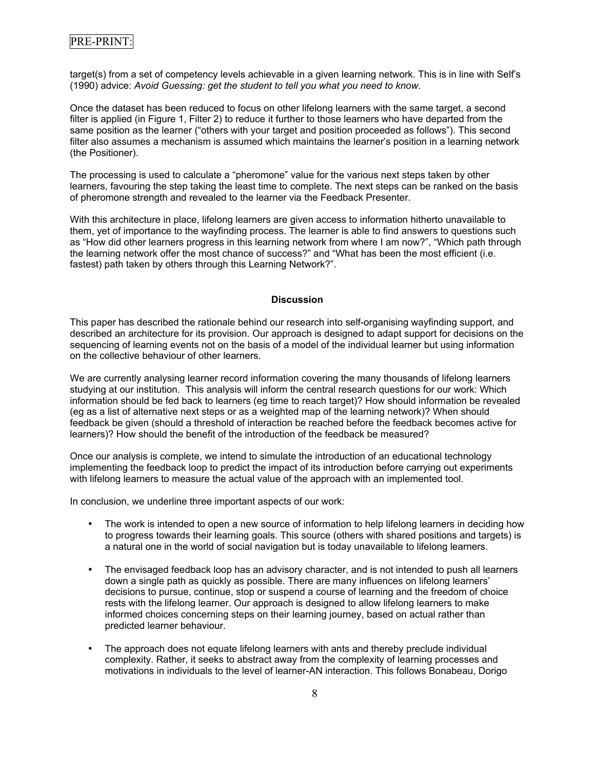target(s) from a set of competency levels achievable in a given learning network. This is in line with Self's (1990) advice: *Avoid Guessing: get the student to tell you what you need to know*.

Once the dataset has been reduced to focus on other lifelong learners with the same target, a second filter is applied (in Figure 1, Filter 2) to reduce it further to those learners who have departed from the same position as the learner ("others with your target and position proceeded as follows"). This second filter also assumes a mechanism is assumed which maintains the learner's position in a learning network (the Positioner).

The processing is used to calculate a "pheromone" value for the various next steps taken by other learners, favouring the step taking the least time to complete. The next steps can be ranked on the basis of pheromone strength and revealed to the learner via the Feedback Presenter.

With this architecture in place, lifelong learners are given access to information hitherto unavailable to them, yet of importance to the wayfinding process. The learner is able to find answers to questions such as "How did other learners progress in this learning network from where I am now?", "Which path through the learning network offer the most chance of success?" and "What has been the most efficient (i.e. fastest) path taken by others through this Learning Network?".

## Discussion

This paper has described the rationale behind our research into self-organising wayfinding support, and described an architecture for its provision. Our approach is designed to adapt support for decisions on the sequencing of learning events not on the basis of a model of the individual learner but using information on the collective behaviour of other learners.

We are currently analysing learner record information covering the many thousands of lifelong learners studying at our institution. This analysis will inform the central research questions for our work: Which information should be fed back to learners (eg time to reach target)? How should information be revealed (eg as a list of alternative next steps or as a weighted map of the learning network)? When should feedback be given (should a threshold of interaction be reached before the feedback becomes active for learners)? How should the benefit of the introduction of the feedback be measured?

Once our analysis is complete, we intend to simulate the introduction of an educational technology implementing the feedback loop to predict the impact of its introduction before carrying out experiments with lifelong learners to measure the actual value of the approach with an implemented tool.

In conclusion, we underline three important aspects of our work:

- The work is intended to open a new source of information to help lifelong learners in deciding how to progress towards their learning goals. This source (others with shared positions and targets) is a natural one in the world of social navigation but is today unavailable to lifelong learners.
- The envisaged feedback loop has an advisory character, and is not intended to push all learners down a single path as quickly as possible. There are many influences on lifelong learners' decisions to pursue, continue, stop or suspend a course of learning and the freedom of choice rests with the lifelong learner. Our approach is designed to allow lifelong learners to make informed choices concerning steps on their learning journey, based on actual rather than predicted learner behaviour.
- The approach does not equate lifelong learners with ants and thereby preclude individual complexity. Rather, it seeks to abstract away from the complexity of learning processes and motivations in individuals to the level of learner-AN interaction. This follows Bonabeau, Dorigo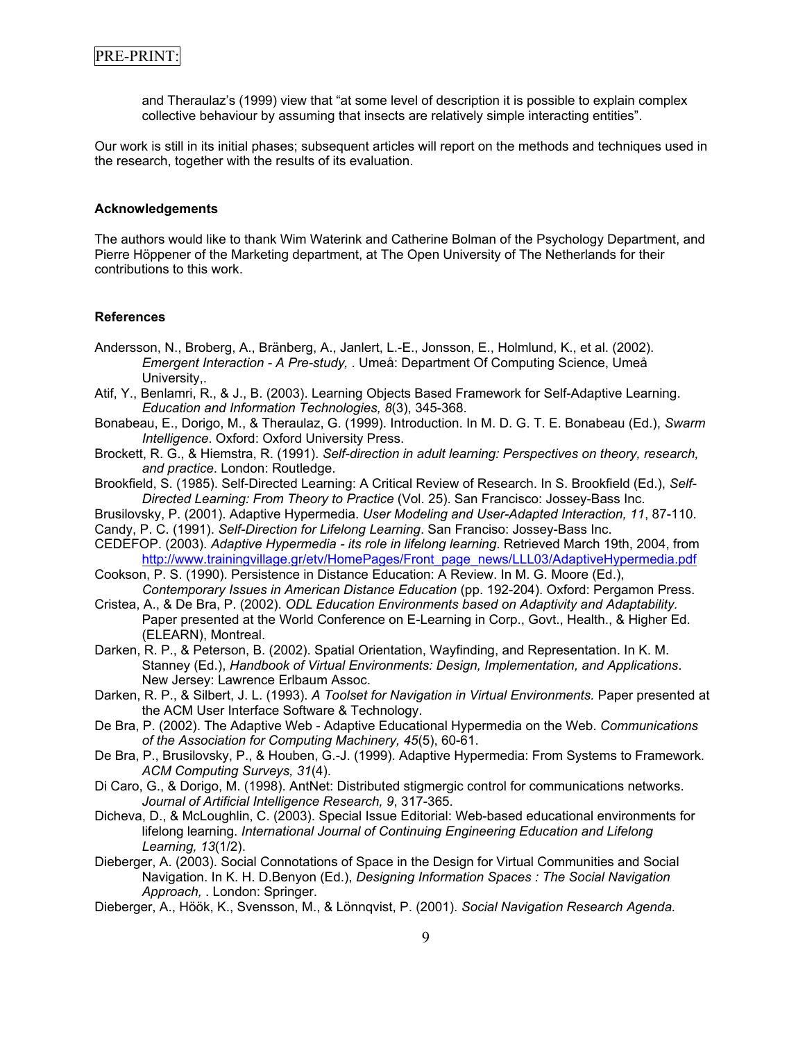and Theraulaz's (1999) view that "at some level of description it is possible to explain complex collective behaviour by assuming that insects are relatively simple interacting entities".

Our work is still in its initial phases; subsequent articles will report on the methods and techniques used in the research, together with the results of its evaluation.

**Acknowledgements**

The authors would like to thank Wim Waterink and Catherine Bolman of the Psychology Department, and Pierre Höppener of the Marketing department, at The Open University of The Netherlands for their contributions to this work.

**References**

Andersson, N., Broberg, A., Bränberg, A., Janlert, L.-E., Jonsson, E., Holmlund, K., et al. (2002). *Emergent Interaction - A Pre-study,* . Umeå: Department Of Computing Science, Umeå University,.

Atif, Y., Benlamri, R., & J., B. (2003). Learning Objects Based Framework for Self-Adaptive Learning. *Education and Information Technologies, 8*(3), 345-368.

Bonabeau, E., Dorigo, M., & Theraulaz, G. (1999). Introduction. In M. D. G. T. E. Bonabeau (Ed.), *Swarm Intelligence*. Oxford: Oxford University Press.

Brockett, R. G., & Hiemstra, R. (1991). *Self-direction in adult learning: Perspectives on theory, research, and practice*. London: Routledge.

Brookfield, S. (1985). Self-Directed Learning: A Critical Review of Research. In S. Brookfield (Ed.), *Self-Directed Learning: From Theory to Practice* (Vol. 25). San Francisco: Jossey-Bass Inc.

Brusilovsky, P. (2001). Adaptive Hypermedia. *User Modeling and User-Adapted Interaction, 11*, 87-110.

Candy, P. C. (1991). *Self-Direction for Lifelong Learning*. San Franciso: Jossey-Bass Inc.

CEDEFOP. (2003). *Adaptive Hypermedia - its role in lifelong learning*. Retrieved March 19th, 2004, from http://www.trainingvillage.gr/etv/HomePages/Front_page_news/LLL03/AdaptiveHypermedia.pdf

Cookson, P. S. (1990). Persistence in Distance Education: A Review. In M. G. Moore (Ed.), *Contemporary Issues in American Distance Education* (pp. 192-204). Oxford: Pergamon Press.

Cristea, A., & De Bra, P. (2002). *ODL Education Environments based on Adaptivity and Adaptability.* Paper presented at the World Conference on E-Learning in Corp., Govt., Health., & Higher Ed. (ELEARN), Montreal.

Darken, R. P., & Peterson, B. (2002). Spatial Orientation, Wayfinding, and Representation. In K. M. Stanney (Ed.), *Handbook of Virtual Environments: Design, Implementation, and Applications*. New Jersey: Lawrence Erlbaum Assoc.

Darken, R. P., & Silbert, J. L. (1993). *A Toolset for Navigation in Virtual Environments.* Paper presented at the ACM User Interface Software & Technology.

De Bra, P. (2002). The Adaptive Web - Adaptive Educational Hypermedia on the Web. *Communications of the Association for Computing Machinery, 45*(5), 60-61.

De Bra, P., Brusilovsky, P., & Houben, G.-J. (1999). Adaptive Hypermedia: From Systems to Framework. *ACM Computing Surveys, 31*(4).

Di Caro, G., & Dorigo, M. (1998). AntNet: Distributed stigmergic control for communications networks. *Journal of Artificial Intelligence Research, 9*, 317-365.

Dicheva, D., & McLoughlin, C. (2003). Special Issue Editorial: Web-based educational environments for lifelong learning. *International Journal of Continuing Engineering Education and Lifelong Learning, 13*(1/2).

Dieberger, A. (2003). Social Connotations of Space in the Design for Virtual Communities and Social Navigation. In K. H. D.Benyon (Ed.), *Designing Information Spaces : The Social Navigation Approach,* . London: Springer.

Dieberger, A., Höök, K., Svensson, M., & Lönnqvist, P. (2001). *Social Navigation Research Agenda.*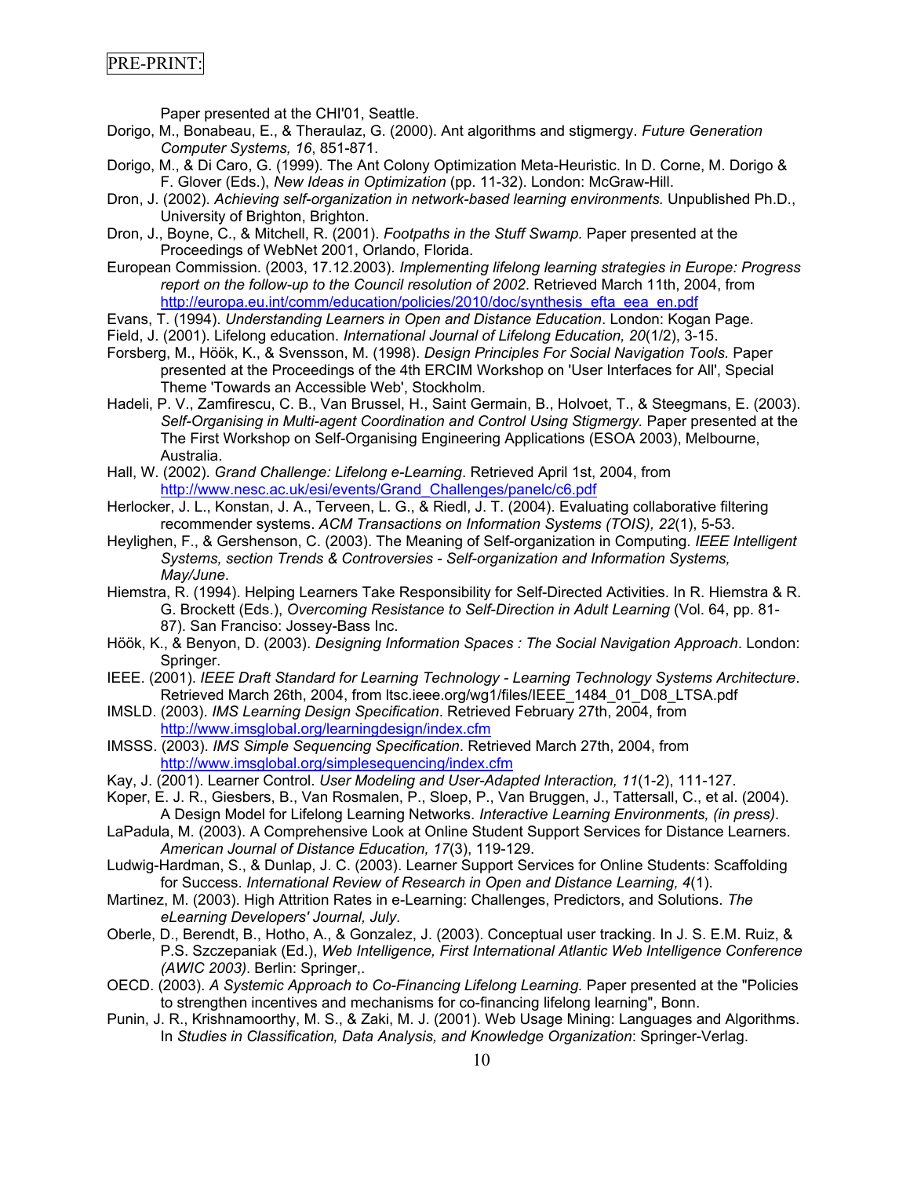Paper presented at the CHI'01, Seattle.

Dorigo, M., Bonabeau, E., & Theraulaz, G. (2000). Ant algorithms and stigmergy. *Future Generation Computer Systems, 16*, 851-871.

Dorigo, M., & Di Caro, G. (1999). The Ant Colony Optimization Meta-Heuristic. In D. Corne, M. Dorigo & F. Glover (Eds.), *New Ideas in Optimization* (pp. 11-32). London: McGraw-Hill.

Dron, J. (2002). *Achieving self-organization in network-based learning environments.* Unpublished Ph.D., University of Brighton, Brighton.

Dron, J., Boyne, C., & Mitchell, R. (2001). *Footpaths in the Stuff Swamp.* Paper presented at the Proceedings of WebNet 2001, Orlando, Florida.

European Commission. (2003, 17.12.2003). *Implementing lifelong learning strategies in Europe: Progress report on the follow-up to the Council resolution of 2002*. Retrieved March 11th, 2004, from http://europa.eu.int/comm/education/policies/2010/doc/synthesis_efta_eea_en.pdf

Evans, T. (1994). *Understanding Learners in Open and Distance Education*. London: Kogan Page.

Field, J. (2001). Lifelong education. *International Journal of Lifelong Education, 20*(1/2), 3-15.

Forsberg, M., Höök, K., & Svensson, M. (1998). *Design Principles For Social Navigation Tools.* Paper presented at the Proceedings of the 4th ERCIM Workshop on 'User Interfaces for All', Special Theme 'Towards an Accessible Web', Stockholm.

Hadeli, P. V., Zamfirescu, C. B., Van Brussel, H., Saint Germain, B., Holvoet, T., & Steegmans, E. (2003). *Self-Organising in Multi-agent Coordination and Control Using Stigmergy.* Paper presented at the The First Workshop on Self-Organising Engineering Applications (ESOA 2003), Melbourne, Australia.

Hall, W. (2002). *Grand Challenge: Lifelong e-Learning*. Retrieved April 1st, 2004, from http://www.nesc.ac.uk/esi/events/Grand_Challenges/panelc/c6.pdf

Herlocker, J. L., Konstan, J. A., Terveen, L. G., & Riedl, J. T. (2004). Evaluating collaborative filtering recommender systems. *ACM Transactions on Information Systems (TOIS), 22*(1), 5-53.

Heylighen, F., & Gershenson, C. (2003). The Meaning of Self-organization in Computing. *IEEE Intelligent Systems, section Trends & Controversies - Self-organization and Information Systems, May/June*.

Hiemstra, R. (1994). Helping Learners Take Responsibility for Self-Directed Activities. In R. Hiemstra & R. G. Brockett (Eds.), *Overcoming Resistance to Self-Direction in Adult Learning* (Vol. 64, pp. 81-87). San Franciso: Jossey-Bass Inc.

Höök, K., & Benyon, D. (2003). *Designing Information Spaces : The Social Navigation Approach*. London: Springer.

IEEE. (2001). *IEEE Draft Standard for Learning Technology - Learning Technology Systems Architecture*. Retrieved March 26th, 2004, from ltsc.ieee.org/wg1/files/IEEE_1484_01_D08_LTSA.pdf

IMSLD. (2003). *IMS Learning Design Specification*. Retrieved February 27th, 2004, from http://www.imsglobal.org/learningdesign/index.cfm

IMSSS. (2003). *IMS Simple Sequencing Specification*. Retrieved March 27th, 2004, from http://www.imsglobal.org/simplesequencing/index.cfm

Kay, J. (2001). Learner Control. *User Modeling and User-Adapted Interaction, 11*(1-2), 111-127.

Koper, E. J. R., Giesbers, B., Van Rosmalen, P., Sloep, P., Van Bruggen, J., Tattersall, C., et al. (2004). A Design Model for Lifelong Learning Networks. *Interactive Learning Environments, (in press)*.

LaPadula, M. (2003). A Comprehensive Look at Online Student Support Services for Distance Learners. *American Journal of Distance Education, 17*(3), 119-129.

Ludwig-Hardman, S., & Dunlap, J. C. (2003). Learner Support Services for Online Students: Scaffolding for Success. *International Review of Research in Open and Distance Learning, 4*(1).

Martinez, M. (2003). High Attrition Rates in e-Learning: Challenges, Predictors, and Solutions. *The eLearning Developers' Journal, July*.

Oberle, D., Berendt, B., Hotho, A., & Gonzalez, J. (2003). Conceptual user tracking. In J. S. E.M. Ruiz, & P.S. Szczepaniak (Ed.), *Web Intelligence, First International Atlantic Web Intelligence Conference (AWIC 2003)*. Berlin: Springer,.

OECD. (2003). *A Systemic Approach to Co-Financing Lifelong Learning.* Paper presented at the "Policies to strengthen incentives and mechanisms for co-financing lifelong learning", Bonn.

Punin, J. R., Krishnamoorthy, M. S., & Zaki, M. J. (2001). Web Usage Mining: Languages and Algorithms. In *Studies in Classification, Data Analysis, and Knowledge Organization*: Springer-Verlag.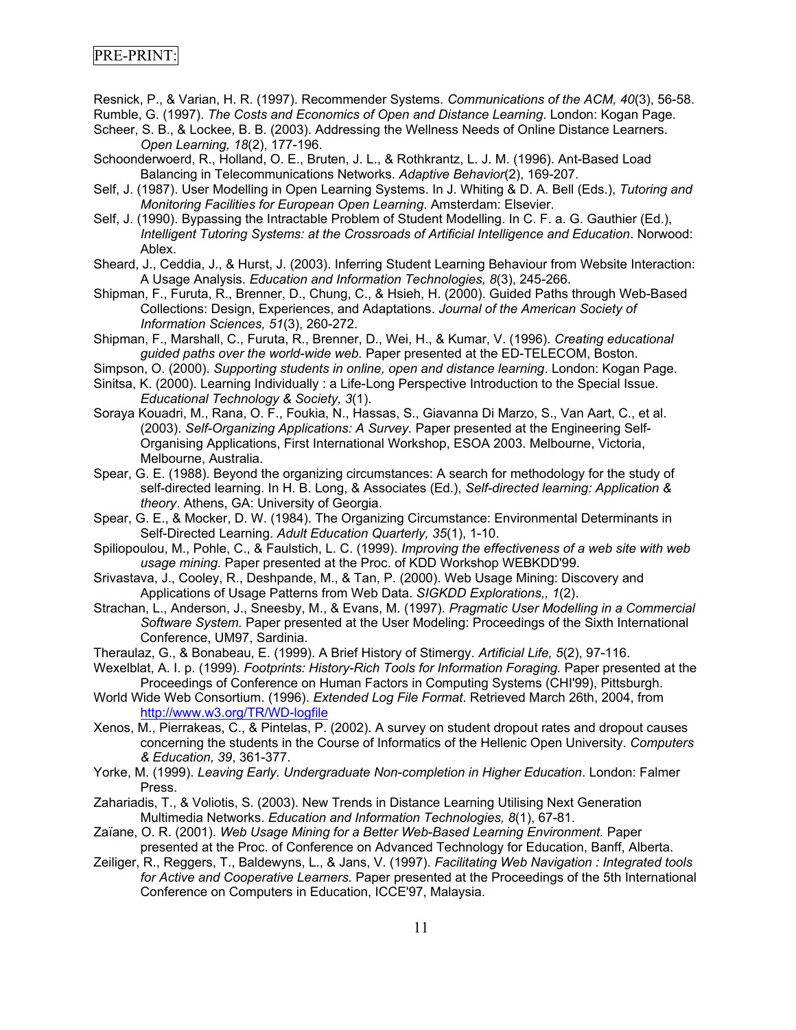PRE-PRINT:

Resnick, P., & Varian, H. R. (1997). Recommender Systems. *Communications of the ACM, 40*(3), 56-58.

Rumble, G. (1997). *The Costs and Economics of Open and Distance Learning*. London: Kogan Page.

Scheer, S. B., & Lockee, B. B. (2003). Addressing the Wellness Needs of Online Distance Learners. *Open Learning, 18*(2), 177-196.

Schoonderwoerd, R., Holland, O. E., Bruten, J. L., & Rothkrantz, L. J. M. (1996). Ant-Based Load Balancing in Telecommunications Networks. *Adaptive Behavior*(2), 169-207.

Self, J. (1987). User Modelling in Open Learning Systems. In J. Whiting & D. A. Bell (Eds.), *Tutoring and Monitoring Facilities for European Open Learning*. Amsterdam: Elsevier.

Self, J. (1990). Bypassing the Intractable Problem of Student Modelling. In C. F. a. G. Gauthier (Ed.), *Intelligent Tutoring Systems: at the Crossroads of Artificial Intelligence and Education*. Norwood: Ablex.

Sheard, J., Ceddia, J., & Hurst, J. (2003). Inferring Student Learning Behaviour from Website Interaction: A Usage Analysis. *Education and Information Technologies, 8*(3), 245-266.

Shipman, F., Furuta, R., Brenner, D., Chung, C., & Hsieh, H. (2000). Guided Paths through Web-Based Collections: Design, Experiences, and Adaptations. *Journal of the American Society of Information Sciences, 51*(3), 260-272.

Shipman, F., Marshall, C., Furuta, R., Brenner, D., Wei, H., & Kumar, V. (1996). *Creating educational guided paths over the world-wide web.* Paper presented at the ED-TELECOM, Boston.

Simpson, O. (2000). *Supporting students in online, open and distance learning*. London: Kogan Page.

Sinitsa, K. (2000). Learning Individually : a Life-Long Perspective Introduction to the Special Issue. *Educational Technology & Society, 3*(1).

Soraya Kouadri, M., Rana, O. F., Foukia, N., Hassas, S., Giavanna Di Marzo, S., Van Aart, C., et al. (2003). *Self-Organizing Applications: A Survey.* Paper presented at the Engineering Self-Organising Applications, First International Workshop, ESOA 2003. Melbourne, Victoria, Melbourne, Australia.

Spear, G. E. (1988). Beyond the organizing circumstances: A search for methodology for the study of self-directed learning. In H. B. Long, & Associates (Ed.), *Self-directed learning: Application & theory*. Athens, GA: University of Georgia.

Spear, G. E., & Mocker, D. W. (1984). The Organizing Circumstance: Environmental Determinants in Self-Directed Learning. *Adult Education Quarterly, 35*(1), 1-10.

Spiliopoulou, M., Pohle, C., & Faulstich, L. C. (1999). *Improving the effectiveness of a web site with web usage mining.* Paper presented at the Proc. of KDD Workshop WEBKDD'99.

Srivastava, J., Cooley, R., Deshpande, M., & Tan, P. (2000). Web Usage Mining: Discovery and Applications of Usage Patterns from Web Data. *SIGKDD Explorations,, 1*(2).

Strachan, L., Anderson, J., Sneesby, M., & Evans, M. (1997). *Pragmatic User Modelling in a Commercial Software System.* Paper presented at the User Modeling: Proceedings of the Sixth International Conference, UM97, Sardinia.

Theraulaz, G., & Bonabeau, E. (1999). A Brief History of Stimergy. *Artificial Life, 5*(2), 97-116.

Wexelblat, A. I. p. (1999). *Footprints: History-Rich Tools for Information Foraging.* Paper presented at the Proceedings of Conference on Human Factors in Computing Systems (CHI'99), Pittsburgh.

World Wide Web Consortium. (1996). *Extended Log File Format*. Retrieved March 26th, 2004, from http://www.w3.org/TR/WD-logfile

Xenos, M., Pierrakeas, C., & Pintelas, P. (2002). A survey on student dropout rates and dropout causes concerning the students in the Course of Informatics of the Hellenic Open University. *Computers & Education, 39*, 361-377.

Yorke, M. (1999). *Leaving Early. Undergraduate Non-completion in Higher Education*. London: Falmer Press.

Zahariadis, T., & Voliotis, S. (2003). New Trends in Distance Learning Utilising Next Generation Multimedia Networks. *Education and Information Technologies, 8*(1), 67-81.

Zaïane, O. R. (2001). *Web Usage Mining for a Better Web-Based Learning Environment.* Paper presented at the Proc. of Conference on Advanced Technology for Education, Banff, Alberta.

Zeiliger, R., Reggers, T., Baldewyns, L., & Jans, V. (1997). *Facilitating Web Navigation : Integrated tools for Active and Cooperative Learners.* Paper presented at the Proceedings of the 5th International Conference on Computers in Education, ICCE'97, Malaysia.